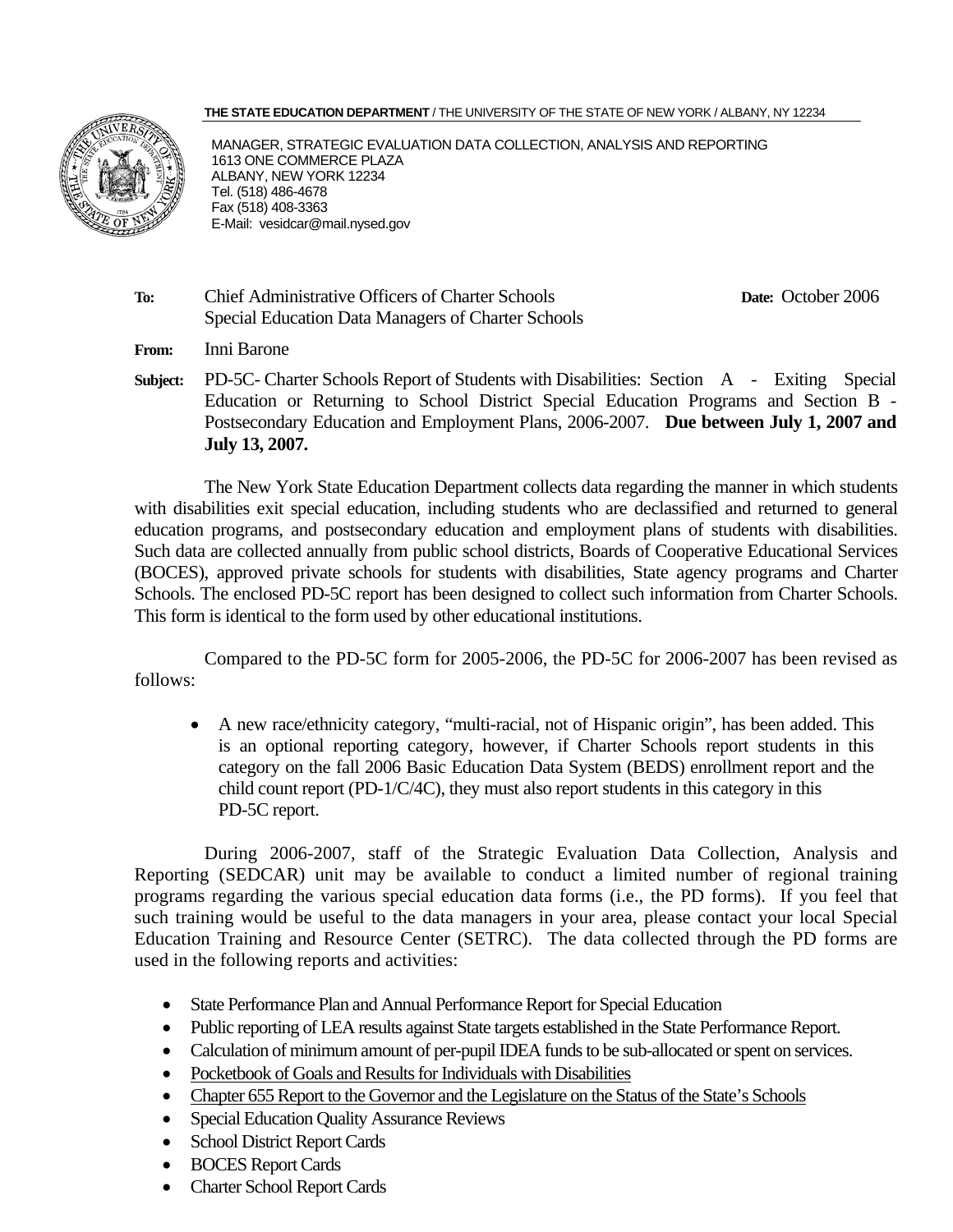**THE STATE EDUCATION DEPARTMENT** / THE UNIVERSITY OF THE STATE OF NEW YORK / ALBANY, NY 12234

MANAGER, STRATEGIC EVALUATION DATA COLLECTION, ANALYSIS AND REPORTING
1613 ONE COMMERCE PLAZA
ALBANY, NEW YORK 12234
Tel. (518) 486-4678
Fax (518) 408-3363
E-Mail: vesidcar@mail.nysed.gov

**To:** Chief Administrative Officers of Charter Schools
Special Education Data Managers of Charter Schools

**Date:** October 2006

**From:** Inni Barone

**Subject:** PD-5C- Charter Schools Report of Students with Disabilities: Section A - Exiting Special Education or Returning to School District Special Education Programs and Section B - Postsecondary Education and Employment Plans, 2006-2007. **Due between July 1, 2007 and July 13, 2007.**

The New York State Education Department collects data regarding the manner in which students with disabilities exit special education, including students who are declassified and returned to general education programs, and postsecondary education and employment plans of students with disabilities. Such data are collected annually from public school districts, Boards of Cooperative Educational Services (BOCES), approved private schools for students with disabilities, State agency programs and Charter Schools. The enclosed PD-5C report has been designed to collect such information from Charter Schools. This form is identical to the form used by other educational institutions.

Compared to the PD-5C form for 2005-2006, the PD-5C for 2006-2007 has been revised as follows:

- A new race/ethnicity category, "multi-racial, not of Hispanic origin", has been added. This is an optional reporting category, however, if Charter Schools report students in this category on the fall 2006 Basic Education Data System (BEDS) enrollment report and the child count report (PD-1/C/4C), they must also report students in this category in this PD-5C report.

During 2006-2007, staff of the Strategic Evaluation Data Collection, Analysis and Reporting (SEDCAR) unit may be available to conduct a limited number of regional training programs regarding the various special education data forms (i.e., the PD forms). If you feel that such training would be useful to the data managers in your area, please contact your local Special Education Training and Resource Center (SETRC). The data collected through the PD forms are used in the following reports and activities:

- State Performance Plan and Annual Performance Report for Special Education
- Public reporting of LEA results against State targets established in the State Performance Report.
- Calculation of minimum amount of per-pupil IDEA funds to be sub-allocated or spent on services.
- Pocketbook of Goals and Results for Individuals with Disabilities
- Chapter 655 Report to the Governor and the Legislature on the Status of the State's Schools
- Special Education Quality Assurance Reviews
- School District Report Cards
- BOCES Report Cards
- Charter School Report Cards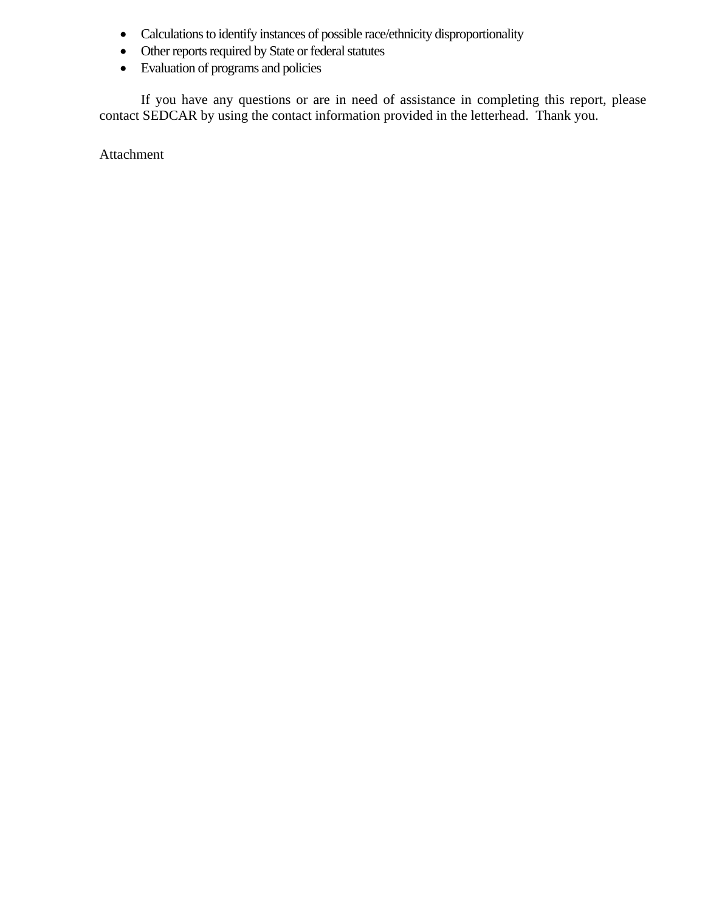- Calculations to identify instances of possible race/ethnicity disproportionality
- Other reports required by State or federal statutes
- Evaluation of programs and policies

If you have any questions or are in need of assistance in completing this report, please contact SEDCAR by using the contact information provided in the letterhead. Thank you.

Attachment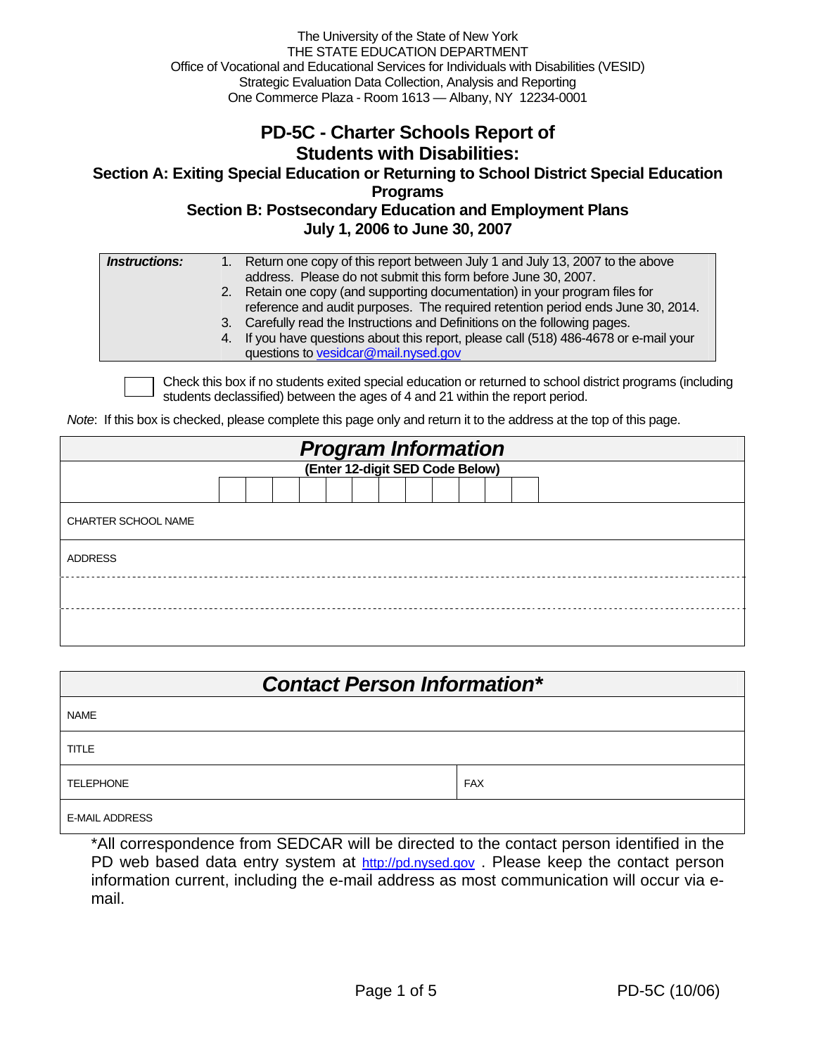The University of the State of New York
THE STATE EDUCATION DEPARTMENT
Office of Vocational and Educational Services for Individuals with Disabilities (VESID)
Strategic Evaluation Data Collection, Analysis and Reporting
One Commerce Plaza - Room 1613 — Albany, NY 12234-0001

# PD-5C - Charter Schools Report of Students with Disabilities:

## Section A: Exiting Special Education or Returning to School District Special Education Programs

## Section B: Postsecondary Education and Employment Plans

## July 1, 2006 to June 30, 2007

| ***Instructions:*** | 1. Return one copy of this report between July 1 and July 13, 2007 to the above address. Please do not submit this form before June 30, 2007.<br>2. Retain one copy (and supporting documentation) in your program files for reference and audit purposes. The required retention period ends June 30, 2014.<br>3. Carefully read the Instructions and Definitions on the following pages.<br>4. If you have questions about this report, please call (518) 486-4678 or e-mail your questions to vesidcar@mail.nysed.gov |
|---|---|

☐ Check this box if no students exited special education or returned to school district programs (including students declassified) between the ages of 4 and 21 within the report period.

*Note*: If this box is checked, please complete this page only and return it to the address at the top of this page.

| ***Program Information*** |
|---|
| **(Enter 12-digit SED Code Below)** |
| ☐☐☐☐☐☐☐☐☐☐☐☐ |
| CHARTER SCHOOL NAME |
| ADDRESS |
| |
| |

| ***Contact Person Information**** | |
|---|---|
| NAME | |
| TITLE | |
| TELEPHONE | FAX |
| E-MAIL ADDRESS | |

*All correspondence from SEDCAR will be directed to the contact person identified in the PD web based data entry system at http://pd.nysed.gov . Please keep the contact person information current, including the e-mail address as most communication will occur via e-mail.

PD-5C (10/06)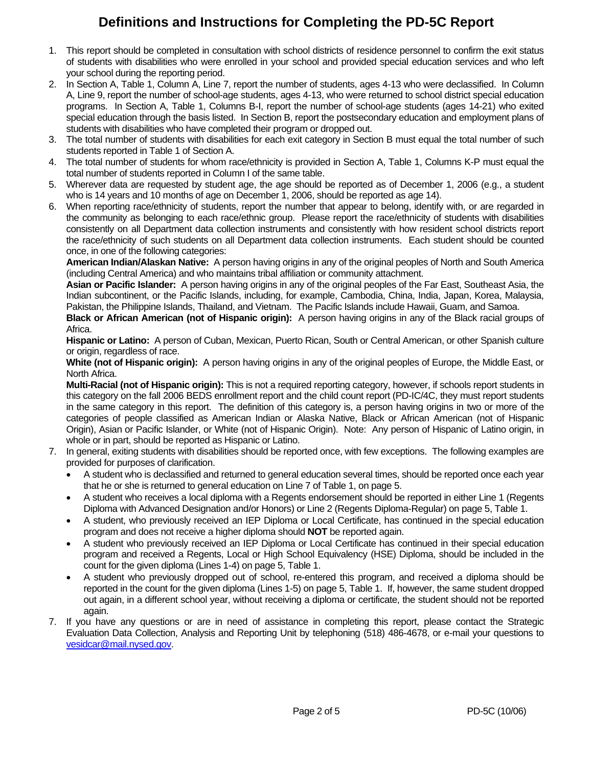# Definitions and Instructions for Completing the PD-5C Report

1. This report should be completed in consultation with school districts of residence personnel to confirm the exit status of students with disabilities who were enrolled in your school and provided special education services and who left your school during the reporting period.
2. In Section A, Table 1, Column A, Line 7, report the number of students, ages 4-13 who were declassified. In Column A, Line 9, report the number of school-age students, ages 4-13, who were returned to school district special education programs. In Section A, Table 1, Columns B-I, report the number of school-age students (ages 14-21) who exited special education through the basis listed. In Section B, report the postsecondary education and employment plans of students with disabilities who have completed their program or dropped out.
3. The total number of students with disabilities for each exit category in Section B must equal the total number of such students reported in Table 1 of Section A.
4. The total number of students for whom race/ethnicity is provided in Section A, Table 1, Columns K-P must equal the total number of students reported in Column I of the same table.
5. Wherever data are requested by student age, the age should be reported as of December 1, 2006 (e.g., a student who is 14 years and 10 months of age on December 1, 2006, should be reported as age 14).
6. When reporting race/ethnicity of students, report the number that appear to belong, identify with, or are regarded in the community as belonging to each race/ethnic group. Please report the race/ethnicity of students with disabilities consistently on all Department data collection instruments and consistently with how resident school districts report the race/ethnicity of such students on all Department data collection instruments. Each student should be counted once, in one of the following categories:

   **American Indian/Alaskan Native:** A person having origins in any of the original peoples of North and South America (including Central America) and who maintains tribal affiliation or community attachment.

   **Asian or Pacific Islander:** A person having origins in any of the original peoples of the Far East, Southeast Asia, the Indian subcontinent, or the Pacific Islands, including, for example, Cambodia, China, India, Japan, Korea, Malaysia, Pakistan, the Philippine Islands, Thailand, and Vietnam. The Pacific Islands include Hawaii, Guam, and Samoa.

   **Black or African American (not of Hispanic origin):** A person having origins in any of the Black racial groups of Africa.

   **Hispanic or Latino:** A person of Cuban, Mexican, Puerto Rican, South or Central American, or other Spanish culture or origin, regardless of race.

   **White (not of Hispanic origin):** A person having origins in any of the original peoples of Europe, the Middle East, or North Africa.

   **Multi-Racial (not of Hispanic origin):** This is not a required reporting category, however, if schools report students in this category on the fall 2006 BEDS enrollment report and the child count report (PD-IC/4C, they must report students in the same category in this report. The definition of this category is, a person having origins in two or more of the categories of people classified as American Indian or Alaska Native, Black or African American (not of Hispanic Origin), Asian or Pacific Islander, or White (not of Hispanic Origin). Note: Any person of Hispanic of Latino origin, in whole or in part, should be reported as Hispanic or Latino.
7. In general, exiting students with disabilities should be reported once, with few exceptions. The following examples are provided for purposes of clarification.
   - A student who is declassified and returned to general education several times, should be reported once each year that he or she is returned to general education on Line 7 of Table 1, on page 5.
   - A student who receives a local diploma with a Regents endorsement should be reported in either Line 1 (Regents Diploma with Advanced Designation and/or Honors) or Line 2 (Regents Diploma-Regular) on page 5, Table 1.
   - A student, who previously received an IEP Diploma or Local Certificate, has continued in the special education program and does not receive a higher diploma should **NOT** be reported again.
   - A student who previously received an IEP Diploma or Local Certificate has continued in their special education program and received a Regents, Local or High School Equivalency (HSE) Diploma, should be included in the count for the given diploma (Lines 1-4) on page 5, Table 1.
   - A student who previously dropped out of school, re-entered this program, and received a diploma should be reported in the count for the given diploma (Lines 1-5) on page 5, Table 1. If, however, the same student dropped out again, in a different school year, without receiving a diploma or certificate, the student should not be reported again.

7. If you have any questions or are in need of assistance in completing this report, please contact the Strategic Evaluation Data Collection, Analysis and Reporting Unit by telephoning (518) 486-4678, or e-mail your questions to vesidcar@mail.nysed.gov.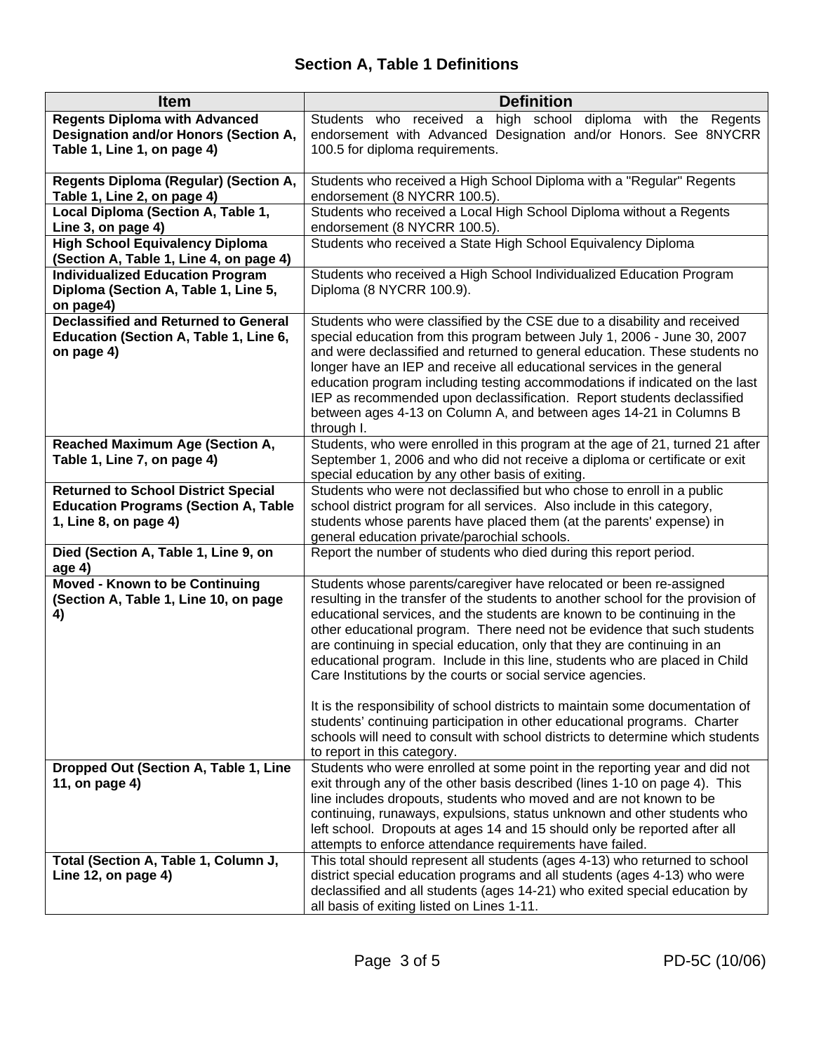## Section A, Table 1 Definitions

| Item | Definition |
|---|---|
| **Regents Diploma with Advanced Designation and/or Honors (Section A, Table 1, Line 1, on page 4)** | Students who received a high school diploma with the Regents endorsement with Advanced Designation and/or Honors. See 8NYCRR 100.5 for diploma requirements. |
| **Regents Diploma (Regular) (Section A, Table 1, Line 2, on page 4)** | Students who received a High School Diploma with a "Regular" Regents endorsement (8 NYCRR 100.5). |
| **Local Diploma (Section A, Table 1, Line 3, on page 4)** | Students who received a Local High School Diploma without a Regents endorsement (8 NYCRR 100.5). |
| **High School Equivalency Diploma (Section A, Table 1, Line 4, on page 4)** | Students who received a State High School Equivalency Diploma |
| **Individualized Education Program Diploma (Section A, Table 1, Line 5, on page4)** | Students who received a High School Individualized Education Program Diploma (8 NYCRR 100.9). |
| **Declassified and Returned to General Education (Section A, Table 1, Line 6, on page 4)** | Students who were classified by the CSE due to a disability and received special education from this program between July 1, 2006 - June 30, 2007 and were declassified and returned to general education. These students no longer have an IEP and receive all educational services in the general education program including testing accommodations if indicated on the last IEP as recommended upon declassification. Report students declassified between ages 4-13 on Column A, and between ages 14-21 in Columns B through I. |
| **Reached Maximum Age (Section A, Table 1, Line 7, on page 4)** | Students, who were enrolled in this program at the age of 21, turned 21 after September 1, 2006 and who did not receive a diploma or certificate or exit special education by any other basis of exiting. |
| **Returned to School District Special Education Programs (Section A, Table 1, Line 8, on page 4)** | Students who were not declassified but who chose to enroll in a public school district program for all services. Also include in this category, students whose parents have placed them (at the parents' expense) in general education private/parochial schools. |
| **Died (Section A, Table 1, Line 9, on age 4)** | Report the number of students who died during this report period. |
| **Moved - Known to be Continuing (Section A, Table 1, Line 10, on page 4)** | Students whose parents/caregiver have relocated or been re-assigned resulting in the transfer of the students to another school for the provision of educational services, and the students are known to be continuing in the other educational program. There need not be evidence that such students are continuing in special education, only that they are continuing in an educational program. Include in this line, students who are placed in Child Care Institutions by the courts or social service agencies.<br><br>It is the responsibility of school districts to maintain some documentation of students' continuing participation in other educational programs. Charter schools will need to consult with school districts to determine which students to report in this category. |
| **Dropped Out (Section A, Table 1, Line 11, on page 4)** | Students who were enrolled at some point in the reporting year and did not exit through any of the other basis described (lines 1-10 on page 4). This line includes dropouts, students who moved and are not known to be continuing, runaways, expulsions, status unknown and other students who left school. Dropouts at ages 14 and 15 should only be reported after all attempts to enforce attendance requirements have failed. |
| **Total (Section A, Table 1, Column J, Line 12, on page 4)** | This total should represent all students (ages 4-13) who returned to school district special education programs and all students (ages 4-13) who were declassified and all students (ages 14-21) who exited special education by all basis of exiting listed on Lines 1-11. |

PD-5C (10/06)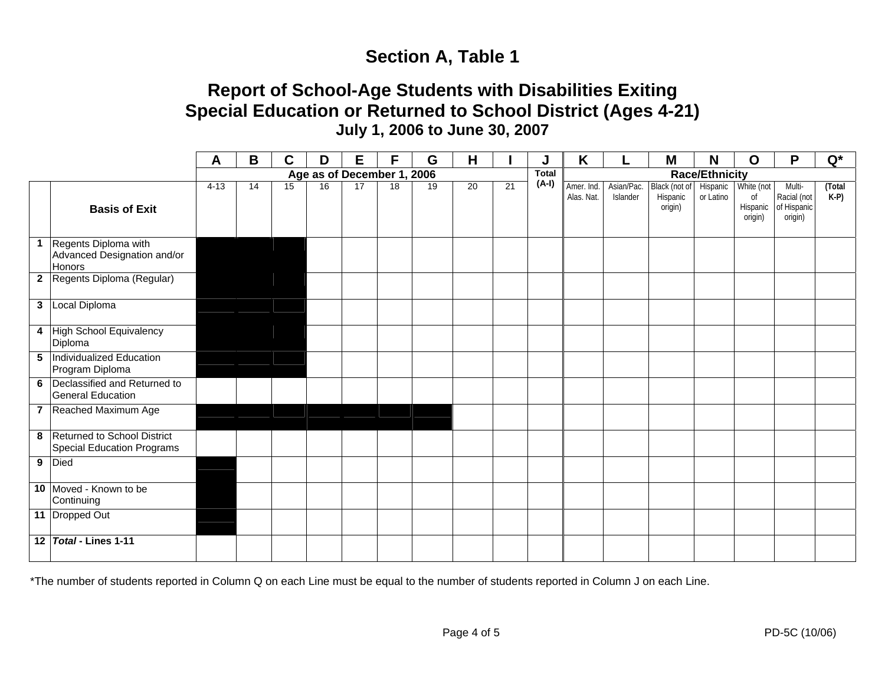# Section A, Table 1

## Report of School-Age Students with Disabilities Exiting Special Education or Returned to School District (Ages 4-21)

### July 1, 2006 to June 30, 2007

| | | A | B | C | D | E | F | G | H | I | J | K | L | M | N | O | P | Q* |
|---|---|---|---|---|---|---|---|---|---|---|---|---|---|---|---|---|---|---|
| | | Age as of December 1, 2006 | | | | | | | | | Total (A-I) | Race/Ethnicity | | | | | | |
| | **Basis of Exit** | 4-13 | 14 | 15 | 16 | 17 | 18 | 19 | 20 | 21 | | Amer. Ind. Alas. Nat. | Asian/Pac. Islander | Black (not of Hispanic origin) | Hispanic or Latino | White (not of Hispanic origin) | Multi-Racial (not of Hispanic origin) | (Total K-P) |
| 1 | Regents Diploma with Advanced Designation and/or Honors | | | | | | | | | | | | | | | | | |
| 2 | Regents Diploma (Regular) | | | | | | | | | | | | | | | | | |
| 3 | Local Diploma | | | | | | | | | | | | | | | | | |
| 4 | High School Equivalency Diploma | | | | | | | | | | | | | | | | | |
| 5 | Individualized Education Program Diploma | | | | | | | | | | | | | | | | | |
| 6 | Declassified and Returned to General Education | | | | | | | | | | | | | | | | | |
| 7 | Reached Maximum Age | | | | | | | | | | | | | | | | | |
| 8 | Returned to School District Special Education Programs | | | | | | | | | | | | | | | | | |
| 9 | Died | | | | | | | | | | | | | | | | | |
| 10 | Moved - Known to be Continuing | | | | | | | | | | | | | | | | | |
| 11 | Dropped Out | | | | | | | | | | | | | | | | | |
| 12 | ***Total* - Lines 1-11** | | | | | | | | | | | | | | | | | |

*The number of students reported in Column Q on each Line must be equal to the number of students reported in Column J on each Line.

PD-5C (10/06)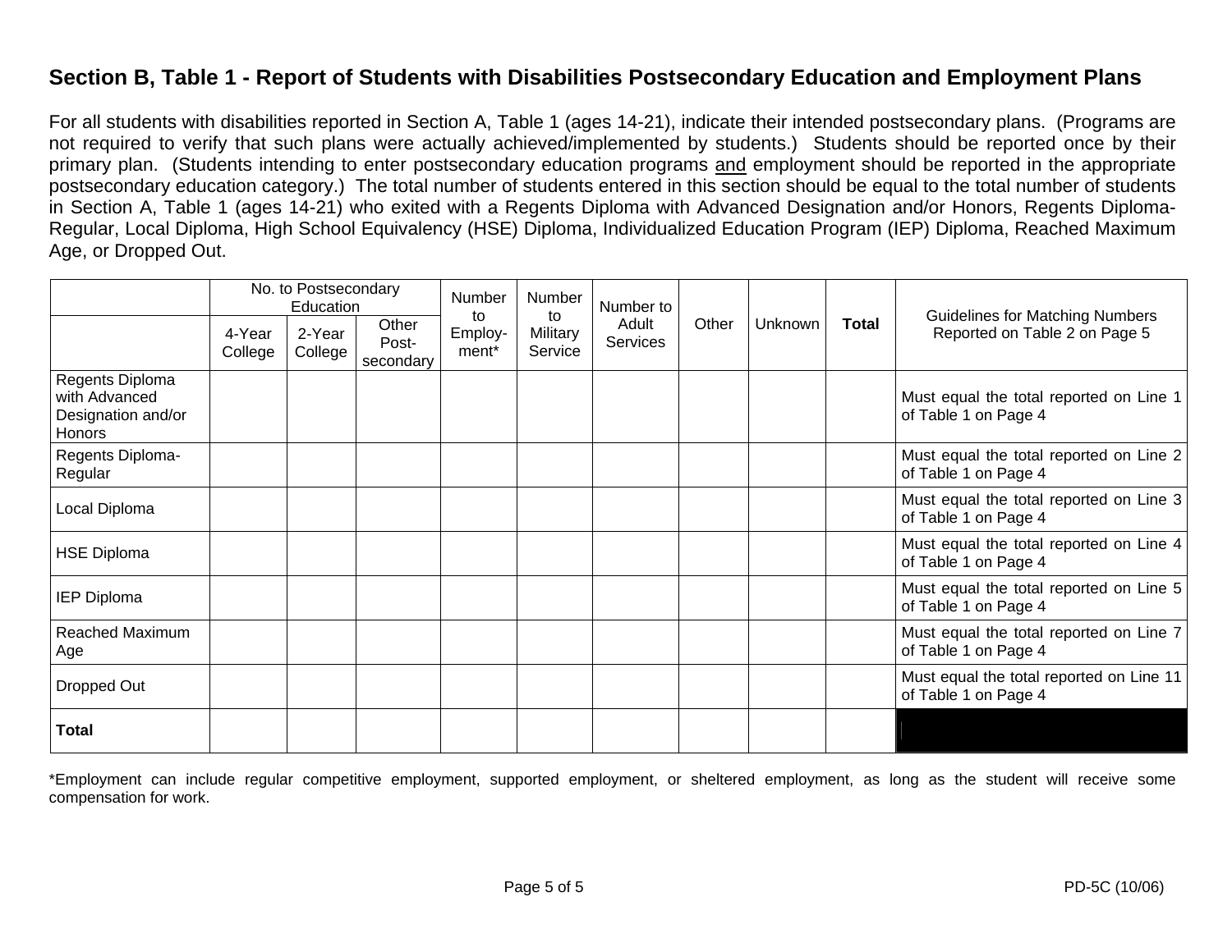## Section B, Table 1 - Report of Students with Disabilities Postsecondary Education and Employment Plans

For all students with disabilities reported in Section A, Table 1 (ages 14-21), indicate their intended postsecondary plans. (Programs are not required to verify that such plans were actually achieved/implemented by students.) Students should be reported once by their primary plan. (Students intending to enter postsecondary education programs and employment should be reported in the appropriate postsecondary education category.) The total number of students entered in this section should be equal to the total number of students in Section A, Table 1 (ages 14-21) who exited with a Regents Diploma with Advanced Designation and/or Honors, Regents Diploma-Regular, Local Diploma, High School Equivalency (HSE) Diploma, Individualized Education Program (IEP) Diploma, Reached Maximum Age, or Dropped Out.

| | No. to Postsecondary Education | | | Number to Employ-ment* | Number to Military Service | Number to Adult Services | Other | Unknown | **Total** | Guidelines for Matching Numbers Reported on Table 2 on Page 5 |
|---|---|---|---|---|---|---|---|---|---|---|
| | 4-Year College | 2-Year College | Other Post-secondary | | | | | | | |
| Regents Diploma with Advanced Designation and/or Honors | | | | | | | | | | Must equal the total reported on Line 1 of Table 1 on Page 4 |
| Regents Diploma-Regular | | | | | | | | | | Must equal the total reported on Line 2 of Table 1 on Page 4 |
| Local Diploma | | | | | | | | | | Must equal the total reported on Line 3 of Table 1 on Page 4 |
| HSE Diploma | | | | | | | | | | Must equal the total reported on Line 4 of Table 1 on Page 4 |
| IEP Diploma | | | | | | | | | | Must equal the total reported on Line 5 of Table 1 on Page 4 |
| Reached Maximum Age | | | | | | | | | | Must equal the total reported on Line 7 of Table 1 on Page 4 |
| Dropped Out | | | | | | | | | | Must equal the total reported on Line 11 of Table 1 on Page 4 |
| **Total** | | | | | | | | | | |

*Employment can include regular competitive employment, supported employment, or sheltered employment, as long as the student will receive some compensation for work.

PD-5C (10/06)